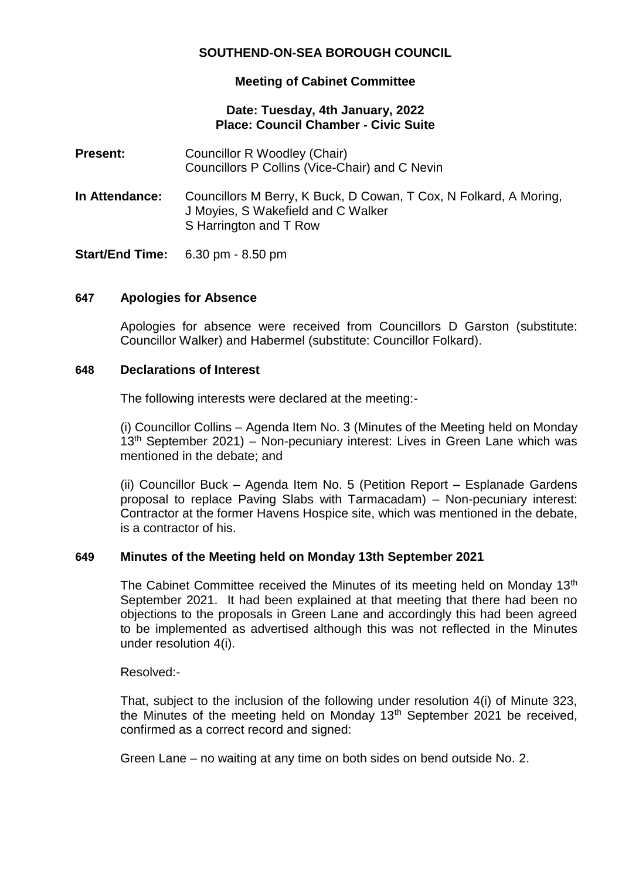# SOUTHEND-ON-SEA BOROUGH COUNCIL

## Meeting of Cabinet Committee

**Date: Tuesday, 4th January, 2022**
**Place: Council Chamber - Civic Suite**

**Present:** Councillor R Woodley (Chair)
Councillors P Collins (Vice-Chair) and C Nevin

**In Attendance:** Councillors M Berry, K Buck, D Cowan, T Cox, N Folkard, A Moring, J Moyies, S Wakefield and C Walker
S Harrington and T Row

**Start/End Time:** 6.30 pm - 8.50 pm

### 647 Apologies for Absence

Apologies for absence were received from Councillors D Garston (substitute: Councillor Walker) and Habermel (substitute: Councillor Folkard).

### 648 Declarations of Interest

The following interests were declared at the meeting:-

(i) Councillor Collins – Agenda Item No. 3 (Minutes of the Meeting held on Monday 13th September 2021) – Non-pecuniary interest: Lives in Green Lane which was mentioned in the debate; and

(ii) Councillor Buck – Agenda Item No. 5 (Petition Report – Esplanade Gardens proposal to replace Paving Slabs with Tarmacadam) – Non-pecuniary interest: Contractor at the former Havens Hospice site, which was mentioned in the debate, is a contractor of his.

### 649 Minutes of the Meeting held on Monday 13th September 2021

The Cabinet Committee received the Minutes of its meeting held on Monday 13th September 2021. It had been explained at that meeting that there had been no objections to the proposals in Green Lane and accordingly this had been agreed to be implemented as advertised although this was not reflected in the Minutes under resolution 4(i).

Resolved:-

That, subject to the inclusion of the following under resolution 4(i) of Minute 323, the Minutes of the meeting held on Monday 13th September 2021 be received, confirmed as a correct record and signed:

Green Lane – no waiting at any time on both sides on bend outside No. 2.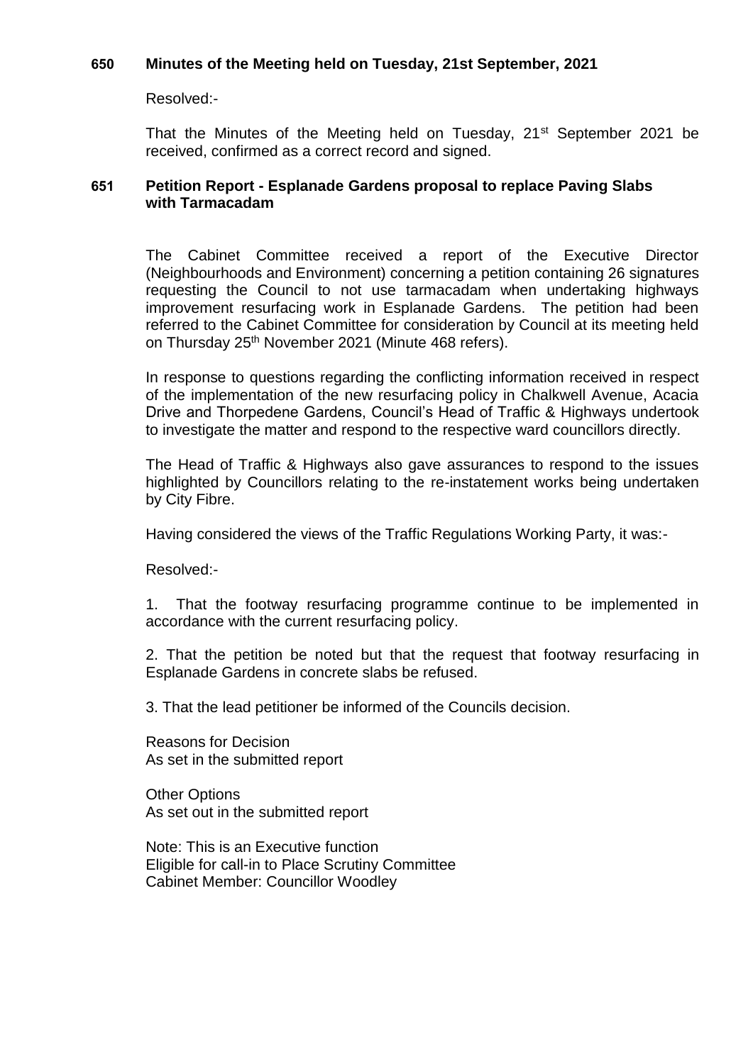### 650 Minutes of the Meeting held on Tuesday, 21st September, 2021

Resolved:-

That the Minutes of the Meeting held on Tuesday, 21st September 2021 be received, confirmed as a correct record and signed.

### 651 Petition Report - Esplanade Gardens proposal to replace Paving Slabs with Tarmacadam

The Cabinet Committee received a report of the Executive Director (Neighbourhoods and Environment) concerning a petition containing 26 signatures requesting the Council to not use tarmacadam when undertaking highways improvement resurfacing work in Esplanade Gardens. The petition had been referred to the Cabinet Committee for consideration by Council at its meeting held on Thursday 25th November 2021 (Minute 468 refers).

In response to questions regarding the conflicting information received in respect of the implementation of the new resurfacing policy in Chalkwell Avenue, Acacia Drive and Thorpedene Gardens, Council's Head of Traffic & Highways undertook to investigate the matter and respond to the respective ward councillors directly.

The Head of Traffic & Highways also gave assurances to respond to the issues highlighted by Councillors relating to the re-instatement works being undertaken by City Fibre.

Having considered the views of the Traffic Regulations Working Party, it was:-

Resolved:-

1. That the footway resurfacing programme continue to be implemented in accordance with the current resurfacing policy.

2. That the petition be noted but that the request that footway resurfacing in Esplanade Gardens in concrete slabs be refused.

3. That the lead petitioner be informed of the Councils decision.

Reasons for Decision
As set in the submitted report

Other Options
As set out in the submitted report

Note: This is an Executive function
Eligible for call-in to Place Scrutiny Committee
Cabinet Member: Councillor Woodley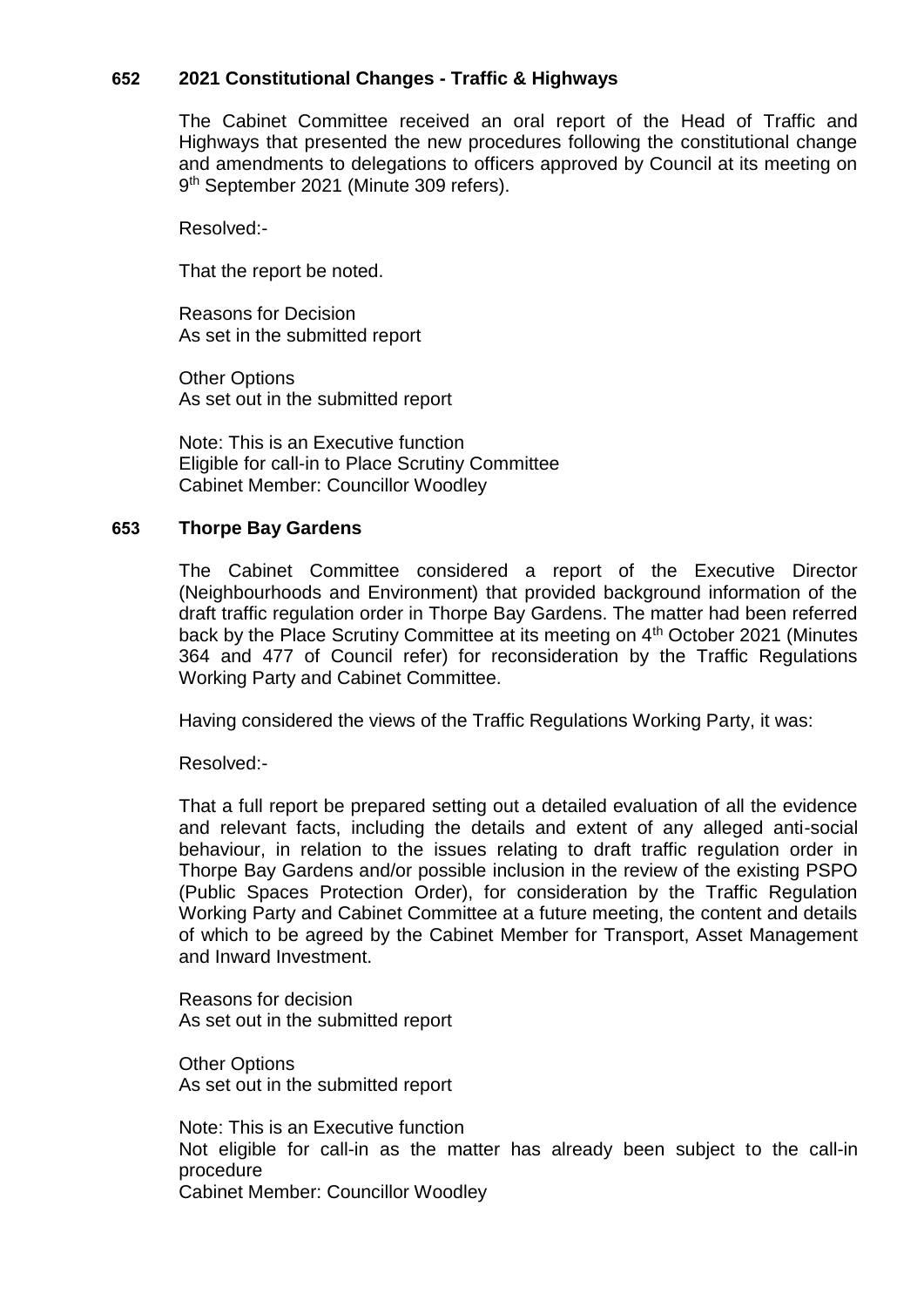## 652 2021 Constitutional Changes - Traffic & Highways

The Cabinet Committee received an oral report of the Head of Traffic and Highways that presented the new procedures following the constitutional change and amendments to delegations to officers approved by Council at its meeting on 9th September 2021 (Minute 309 refers).

Resolved:-

That the report be noted.

Reasons for Decision
As set in the submitted report

Other Options
As set out in the submitted report

Note: This is an Executive function
Eligible for call-in to Place Scrutiny Committee
Cabinet Member: Councillor Woodley

## 653 Thorpe Bay Gardens

The Cabinet Committee considered a report of the Executive Director (Neighbourhoods and Environment) that provided background information of the draft traffic regulation order in Thorpe Bay Gardens. The matter had been referred back by the Place Scrutiny Committee at its meeting on 4th October 2021 (Minutes 364 and 477 of Council refer) for reconsideration by the Traffic Regulations Working Party and Cabinet Committee.

Having considered the views of the Traffic Regulations Working Party, it was:

Resolved:-

That a full report be prepared setting out a detailed evaluation of all the evidence and relevant facts, including the details and extent of any alleged anti-social behaviour, in relation to the issues relating to draft traffic regulation order in Thorpe Bay Gardens and/or possible inclusion in the review of the existing PSPO (Public Spaces Protection Order), for consideration by the Traffic Regulation Working Party and Cabinet Committee at a future meeting, the content and details of which to be agreed by the Cabinet Member for Transport, Asset Management and Inward Investment.

Reasons for decision
As set out in the submitted report

Other Options
As set out in the submitted report

Note: This is an Executive function
Not eligible for call-in as the matter has already been subject to the call-in procedure
Cabinet Member: Councillor Woodley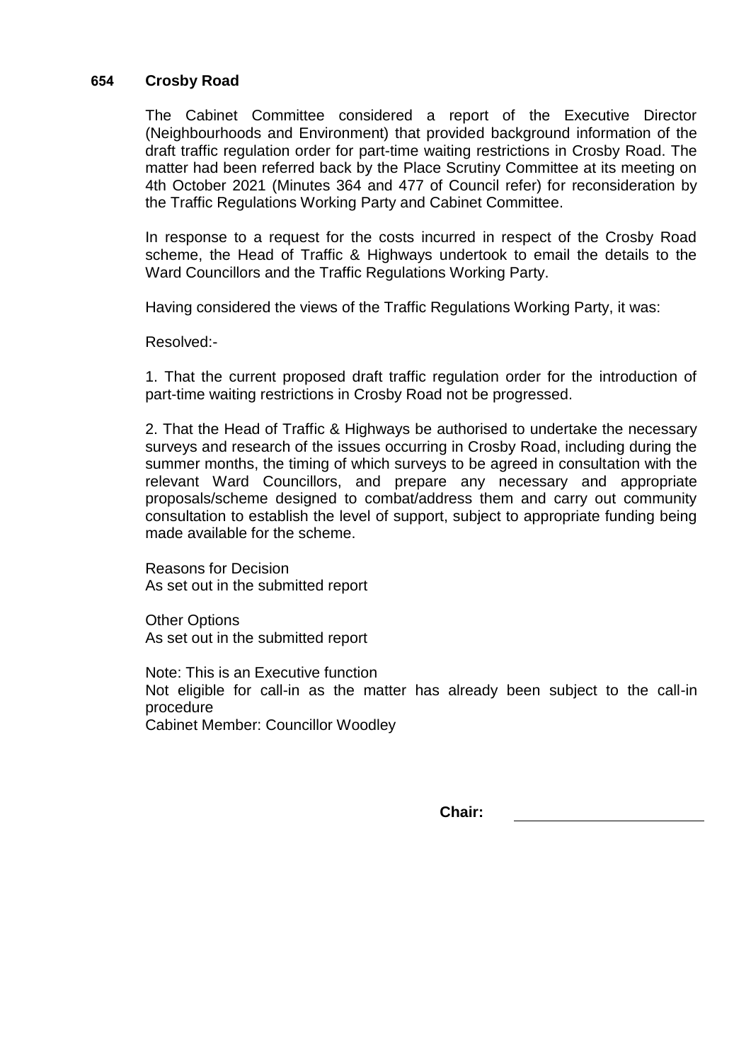## 654 Crosby Road

The Cabinet Committee considered a report of the Executive Director (Neighbourhoods and Environment) that provided background information of the draft traffic regulation order for part-time waiting restrictions in Crosby Road. The matter had been referred back by the Place Scrutiny Committee at its meeting on 4th October 2021 (Minutes 364 and 477 of Council refer) for reconsideration by the Traffic Regulations Working Party and Cabinet Committee.

In response to a request for the costs incurred in respect of the Crosby Road scheme, the Head of Traffic & Highways undertook to email the details to the Ward Councillors and the Traffic Regulations Working Party.

Having considered the views of the Traffic Regulations Working Party, it was:

Resolved:-

1. That the current proposed draft traffic regulation order for the introduction of part-time waiting restrictions in Crosby Road not be progressed.

2. That the Head of Traffic & Highways be authorised to undertake the necessary surveys and research of the issues occurring in Crosby Road, including during the summer months, the timing of which surveys to be agreed in consultation with the relevant Ward Councillors, and prepare any necessary and appropriate proposals/scheme designed to combat/address them and carry out community consultation to establish the level of support, subject to appropriate funding being made available for the scheme.

Reasons for Decision
As set out in the submitted report

Other Options
As set out in the submitted report

Note: This is an Executive function
Not eligible for call-in as the matter has already been subject to the call-in procedure
Cabinet Member: Councillor Woodley

**Chair:** ______________________